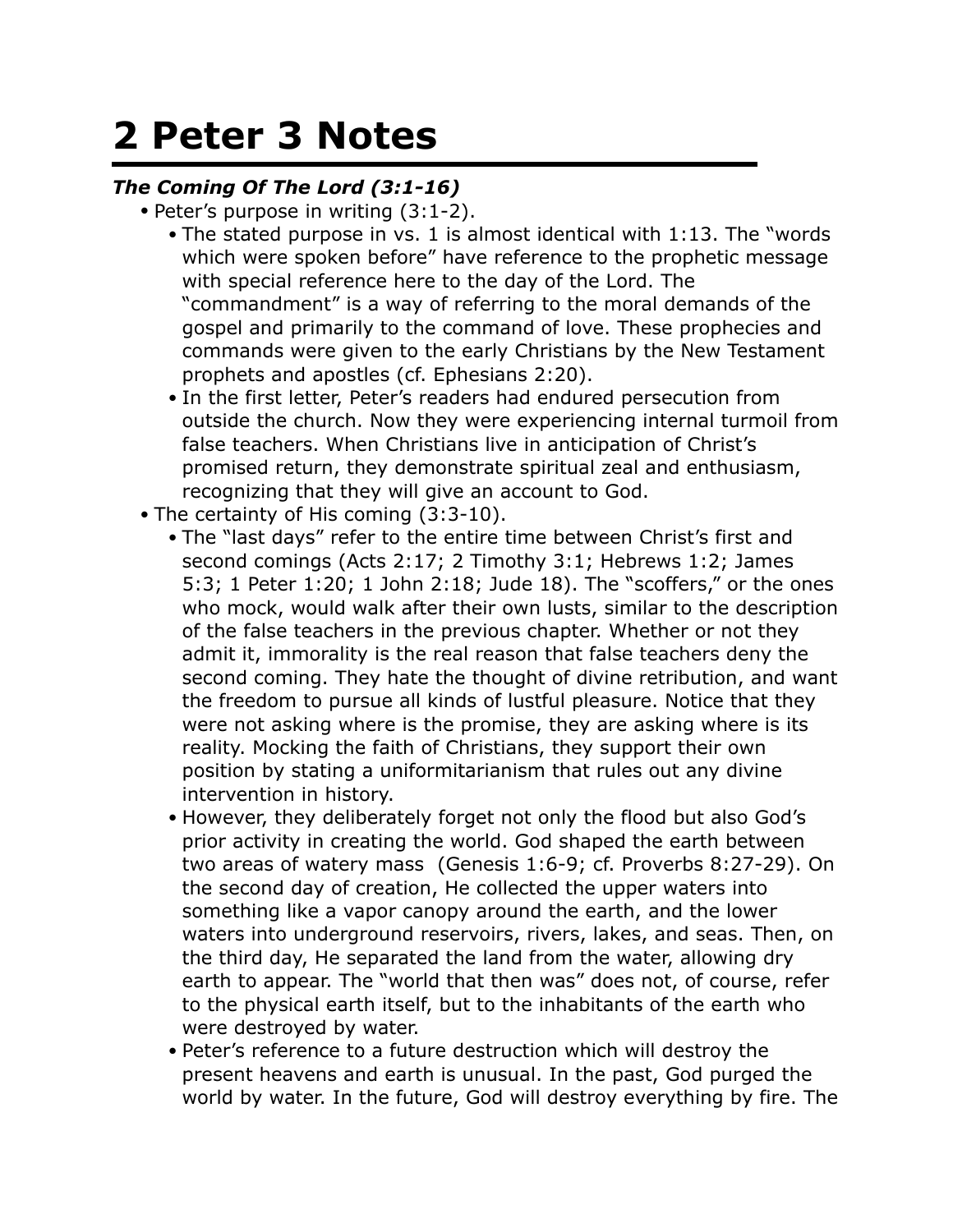# 2 Peter 3 Notes

***The Coming Of The Lord (3:1-16)***

- Peter's purpose in writing (3:1-2).
  - The stated purpose in vs. 1 is almost identical with 1:13. The "words which were spoken before" have reference to the prophetic message with special reference here to the day of the Lord. The "commandment" is a way of referring to the moral demands of the gospel and primarily to the command of love. These prophecies and commands were given to the early Christians by the New Testament prophets and apostles (cf. Ephesians 2:20).
  - In the first letter, Peter's readers had endured persecution from outside the church. Now they were experiencing internal turmoil from false teachers. When Christians live in anticipation of Christ's promised return, they demonstrate spiritual zeal and enthusiasm, recognizing that they will give an account to God.
- The certainty of His coming (3:3-10).
  - The "last days" refer to the entire time between Christ's first and second comings (Acts 2:17; 2 Timothy 3:1; Hebrews 1:2; James 5:3; 1 Peter 1:20; 1 John 2:18; Jude 18). The "scoffers," or the ones who mock, would walk after their own lusts, similar to the description of the false teachers in the previous chapter. Whether or not they admit it, immorality is the real reason that false teachers deny the second coming. They hate the thought of divine retribution, and want the freedom to pursue all kinds of lustful pleasure. Notice that they were not asking where is the promise, they are asking where is its reality. Mocking the faith of Christians, they support their own position by stating a uniformitarianism that rules out any divine intervention in history.
  - However, they deliberately forget not only the flood but also God's prior activity in creating the world. God shaped the earth between two areas of watery mass (Genesis 1:6-9; cf. Proverbs 8:27-29). On the second day of creation, He collected the upper waters into something like a vapor canopy around the earth, and the lower waters into underground reservoirs, rivers, lakes, and seas. Then, on the third day, He separated the land from the water, allowing dry earth to appear. The "world that then was" does not, of course, refer to the physical earth itself, but to the inhabitants of the earth who were destroyed by water.
  - Peter's reference to a future destruction which will destroy the present heavens and earth is unusual. In the past, God purged the world by water. In the future, God will destroy everything by fire. The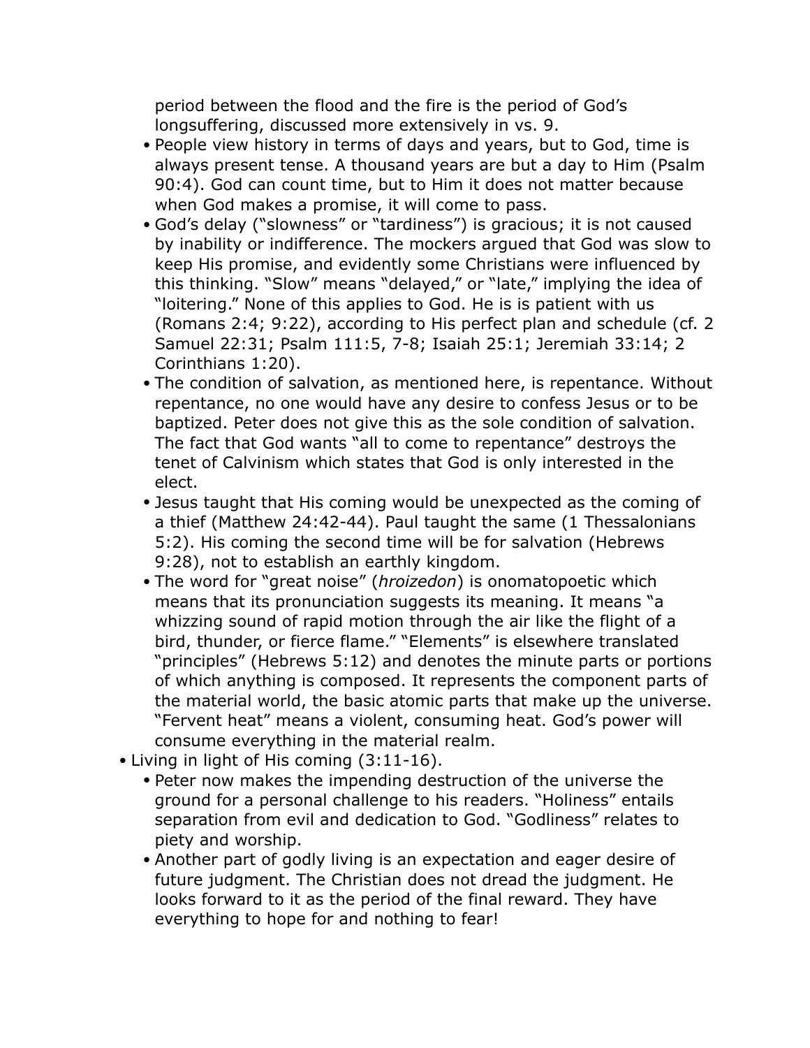period between the flood and the fire is the period of God's longsuffering, discussed more extensively in vs. 9.
  - People view history in terms of days and years, but to God, time is always present tense. A thousand years are but a day to Him (Psalm 90:4). God can count time, but to Him it does not matter because when God makes a promise, it will come to pass.
  - God's delay ("slowness" or "tardiness") is gracious; it is not caused by inability or indifference. The mockers argued that God was slow to keep His promise, and evidently some Christians were influenced by this thinking. "Slow" means "delayed," or "late," implying the idea of "loitering." None of this applies to God. He is is patient with us (Romans 2:4; 9:22), according to His perfect plan and schedule (cf. 2 Samuel 22:31; Psalm 111:5, 7-8; Isaiah 25:1; Jeremiah 33:14; 2 Corinthians 1:20).
  - The condition of salvation, as mentioned here, is repentance. Without repentance, no one would have any desire to confess Jesus or to be baptized. Peter does not give this as the sole condition of salvation. The fact that God wants "all to come to repentance" destroys the tenet of Calvinism which states that God is only interested in the elect.
  - Jesus taught that His coming would be unexpected as the coming of a thief (Matthew 24:42-44). Paul taught the same (1 Thessalonians 5:2). His coming the second time will be for salvation (Hebrews 9:28), not to establish an earthly kingdom.
  - The word for "great noise" (*hroizedon*) is onomatopoetic which means that its pronunciation suggests its meaning. It means "a whizzing sound of rapid motion through the air like the flight of a bird, thunder, or fierce flame." "Elements" is elsewhere translated "principles" (Hebrews 5:12) and denotes the minute parts or portions of which anything is composed. It represents the component parts of the material world, the basic atomic parts that make up the universe. "Fervent heat" means a violent, consuming heat. God's power will consume everything in the material realm.
- Living in light of His coming (3:11-16).
  - Peter now makes the impending destruction of the universe the ground for a personal challenge to his readers. "Holiness" entails separation from evil and dedication to God. "Godliness" relates to piety and worship.
  - Another part of godly living is an expectation and eager desire of future judgment. The Christian does not dread the judgment. He looks forward to it as the period of the final reward. They have everything to hope for and nothing to fear!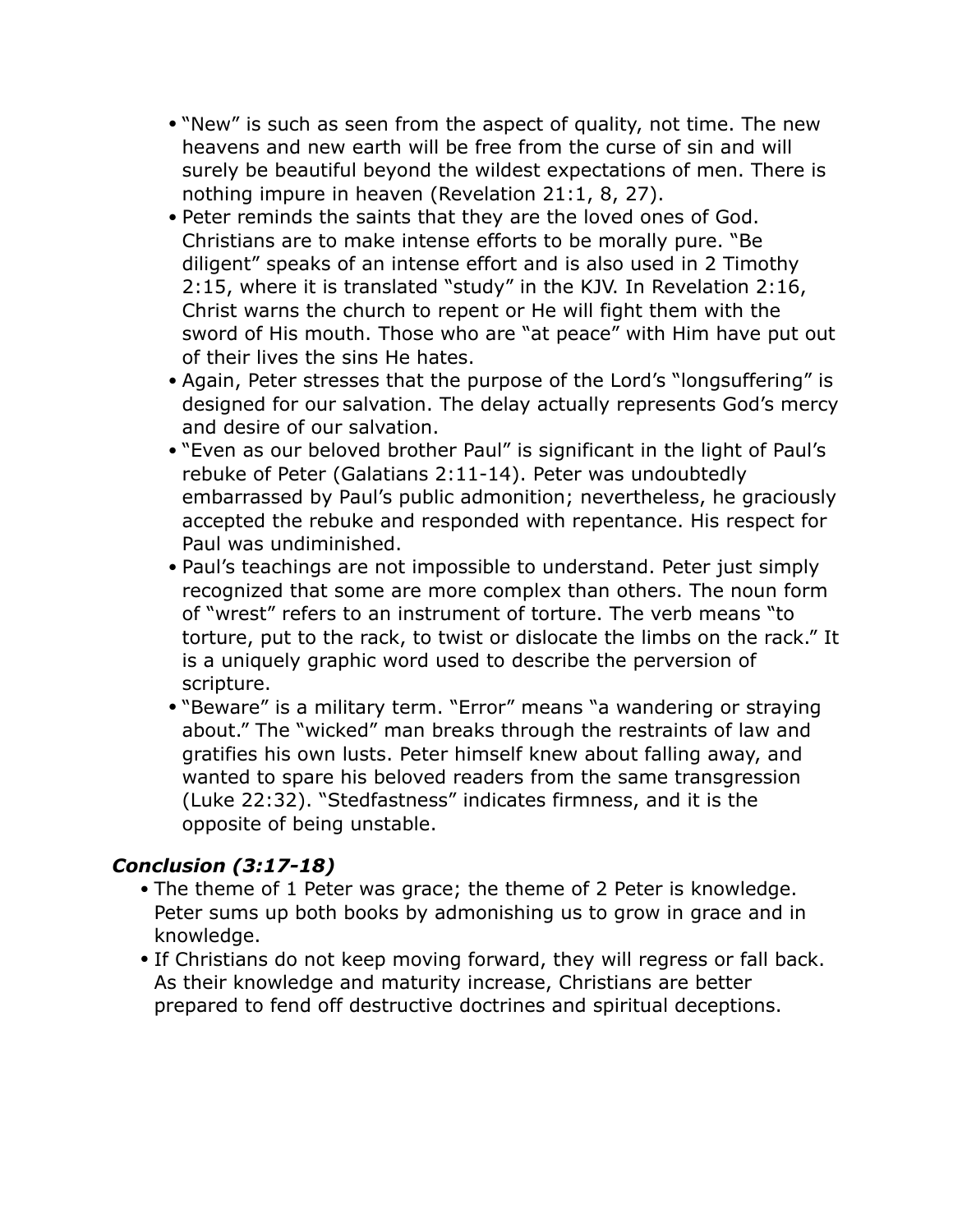- "New" is such as seen from the aspect of quality, not time. The new heavens and new earth will be free from the curse of sin and will surely be beautiful beyond the wildest expectations of men. There is nothing impure in heaven (Revelation 21:1, 8, 27).
- Peter reminds the saints that they are the loved ones of God. Christians are to make intense efforts to be morally pure. "Be diligent" speaks of an intense effort and is also used in 2 Timothy 2:15, where it is translated "study" in the KJV. In Revelation 2:16, Christ warns the church to repent or He will fight them with the sword of His mouth. Those who are "at peace" with Him have put out of their lives the sins He hates.
- Again, Peter stresses that the purpose of the Lord's "longsuffering" is designed for our salvation. The delay actually represents God's mercy and desire of our salvation.
- "Even as our beloved brother Paul" is significant in the light of Paul's rebuke of Peter (Galatians 2:11-14). Peter was undoubtedly embarrassed by Paul's public admonition; nevertheless, he graciously accepted the rebuke and responded with repentance. His respect for Paul was undiminished.
- Paul's teachings are not impossible to understand. Peter just simply recognized that some are more complex than others. The noun form of "wrest" refers to an instrument of torture. The verb means "to torture, put to the rack, to twist or dislocate the limbs on the rack." It is a uniquely graphic word used to describe the perversion of scripture.
- "Beware" is a military term. "Error" means "a wandering or straying about." The "wicked" man breaks through the restraints of law and gratifies his own lusts. Peter himself knew about falling away, and wanted to spare his beloved readers from the same transgression (Luke 22:32). "Stedfastness" indicates firmness, and it is the opposite of being unstable.

### *Conclusion (3:17-18)*

- The theme of 1 Peter was grace; the theme of 2 Peter is knowledge. Peter sums up both books by admonishing us to grow in grace and in knowledge.
- If Christians do not keep moving forward, they will regress or fall back. As their knowledge and maturity increase, Christians are better prepared to fend off destructive doctrines and spiritual deceptions.